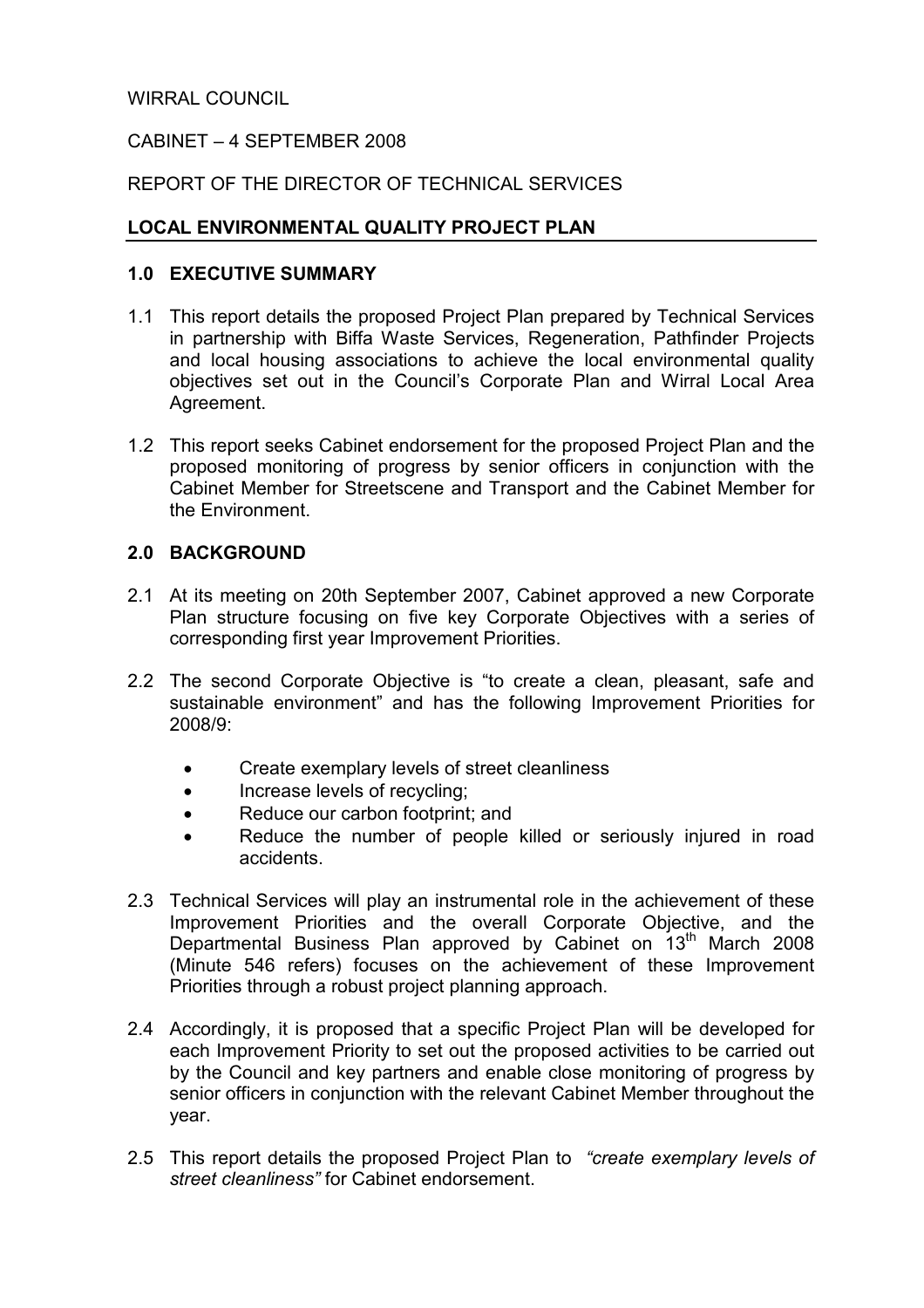WIRRAL COUNCIL

CABINET – 4 SEPTEMBER 2008

REPORT OF THE DIRECTOR OF TECHNICAL SERVICES

**LOCAL ENVIRONMENTAL QUALITY PROJECT PLAN**

## 1.0 EXECUTIVE SUMMARY

1.1 This report details the proposed Project Plan prepared by Technical Services in partnership with Biffa Waste Services, Regeneration, Pathfinder Projects and local housing associations to achieve the local environmental quality objectives set out in the Council's Corporate Plan and Wirral Local Area Agreement.

1.2 This report seeks Cabinet endorsement for the proposed Project Plan and the proposed monitoring of progress by senior officers in conjunction with the Cabinet Member for Streetscene and Transport and the Cabinet Member for the Environment.

## 2.0 BACKGROUND

2.1 At its meeting on 20th September 2007, Cabinet approved a new Corporate Plan structure focusing on five key Corporate Objectives with a series of corresponding first year Improvement Priorities.

2.2 The second Corporate Objective is "to create a clean, pleasant, safe and sustainable environment" and has the following Improvement Priorities for 2008/9:

- Create exemplary levels of street cleanliness
- Increase levels of recycling;
- Reduce our carbon footprint; and
- Reduce the number of people killed or seriously injured in road accidents.

2.3 Technical Services will play an instrumental role in the achievement of these Improvement Priorities and the overall Corporate Objective, and the Departmental Business Plan approved by Cabinet on 13th March 2008 (Minute 546 refers) focuses on the achievement of these Improvement Priorities through a robust project planning approach.

2.4 Accordingly, it is proposed that a specific Project Plan will be developed for each Improvement Priority to set out the proposed activities to be carried out by the Council and key partners and enable close monitoring of progress by senior officers in conjunction with the relevant Cabinet Member throughout the year.

2.5 This report details the proposed Project Plan to *"create exemplary levels of street cleanliness"* for Cabinet endorsement.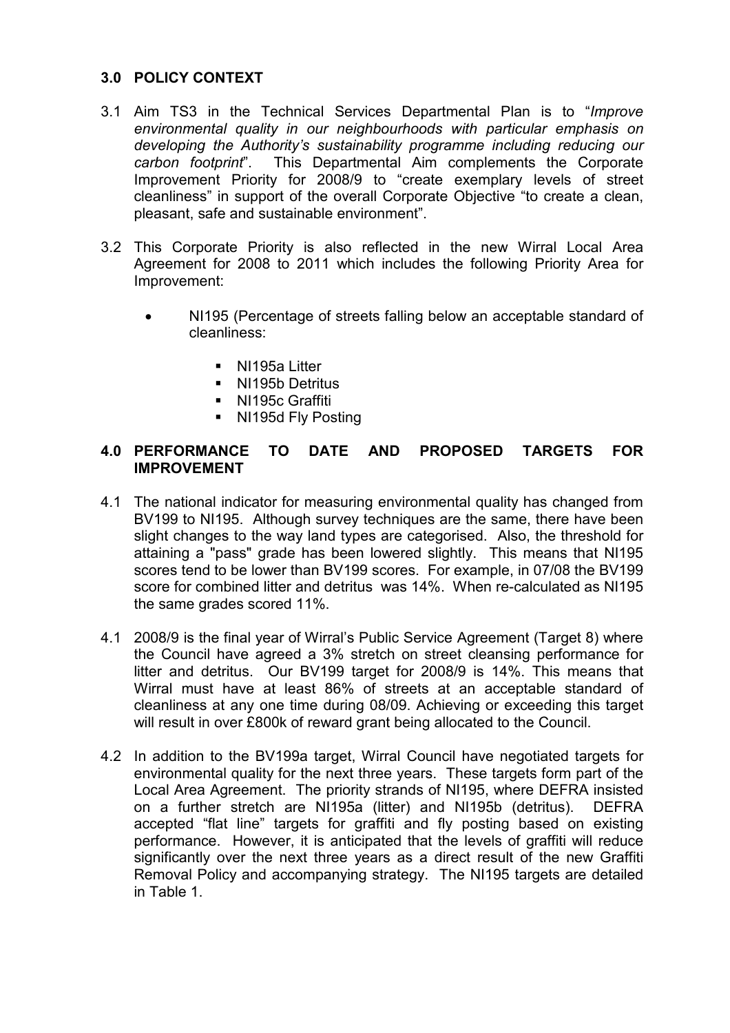## 3.0 POLICY CONTEXT

3.1 Aim TS3 in the Technical Services Departmental Plan is to "*Improve environmental quality in our neighbourhoods with particular emphasis on developing the Authority's sustainability programme including reducing our carbon footprint*". This Departmental Aim complements the Corporate Improvement Priority for 2008/9 to "create exemplary levels of street cleanliness" in support of the overall Corporate Objective "to create a clean, pleasant, safe and sustainable environment".

3.2 This Corporate Priority is also reflected in the new Wirral Local Area Agreement for 2008 to 2011 which includes the following Priority Area for Improvement:

- NI195 (Percentage of streets falling below an acceptable standard of cleanliness:
  - NI195a Litter
  - NI195b Detritus
  - NI195c Graffiti
  - NI195d Fly Posting

## 4.0 PERFORMANCE TO DATE AND PROPOSED TARGETS FOR IMPROVEMENT

4.1 The national indicator for measuring environmental quality has changed from BV199 to NI195. Although survey techniques are the same, there have been slight changes to the way land types are categorised. Also, the threshold for attaining a "pass" grade has been lowered slightly. This means that NI195 scores tend to be lower than BV199 scores. For example, in 07/08 the BV199 score for combined litter and detritus was 14%. When re-calculated as NI195 the same grades scored 11%.

4.1 2008/9 is the final year of Wirral's Public Service Agreement (Target 8) where the Council have agreed a 3% stretch on street cleansing performance for litter and detritus. Our BV199 target for 2008/9 is 14%. This means that Wirral must have at least 86% of streets at an acceptable standard of cleanliness at any one time during 08/09. Achieving or exceeding this target will result in over £800k of reward grant being allocated to the Council.

4.2 In addition to the BV199a target, Wirral Council have negotiated targets for environmental quality for the next three years. These targets form part of the Local Area Agreement. The priority strands of NI195, where DEFRA insisted on a further stretch are NI195a (litter) and NI195b (detritus). DEFRA accepted "flat line" targets for graffiti and fly posting based on existing performance. However, it is anticipated that the levels of graffiti will reduce significantly over the next three years as a direct result of the new Graffiti Removal Policy and accompanying strategy. The NI195 targets are detailed in Table 1.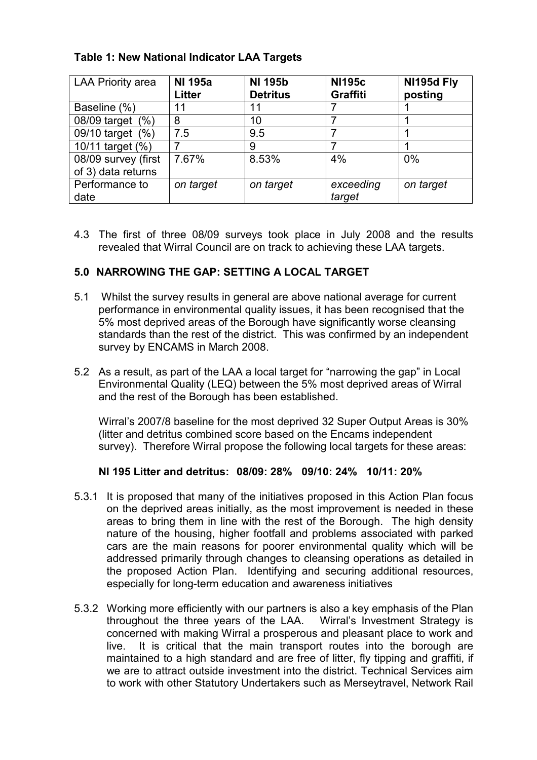**Table 1: New National Indicator LAA Targets**

| LAA Priority area | **NI 195a Litter** | **NI 195b Detritus** | **NI195c Graffiti** | **NI195d Fly posting** |
|---|---|---|---|---|
| Baseline (%) | 11 | 11 | 7 | 1 |
| 08/09 target (%) | 8 | 10 | 7 | 1 |
| 09/10 target (%) | 7.5 | 9.5 | 7 | 1 |
| 10/11 target (%) | 7 | 9 | 7 | 1 |
| 08/09 survey (first of 3) data returns | 7.67% | 8.53% | 4% | 0% |
| Performance to date | *on target* | *on target* | *exceeding target* | *on target* |

4.3 The first of three 08/09 surveys took place in July 2008 and the results revealed that Wirral Council are on track to achieving these LAA targets.

## 5.0 NARROWING THE GAP: SETTING A LOCAL TARGET

5.1 Whilst the survey results in general are above national average for current performance in environmental quality issues, it has been recognised that the 5% most deprived areas of the Borough have significantly worse cleansing standards than the rest of the district. This was confirmed by an independent survey by ENCAMS in March 2008.

5.2 As a result, as part of the LAA a local target for "narrowing the gap" in Local Environmental Quality (LEQ) between the 5% most deprived areas of Wirral and the rest of the Borough has been established.

Wirral's 2007/8 baseline for the most deprived 32 Super Output Areas is 30% (litter and detritus combined score based on the Encams independent survey). Therefore Wirral propose the following local targets for these areas:

**NI 195 Litter and detritus: 08/09: 28% 09/10: 24% 10/11: 20%**

5.3.1 It is proposed that many of the initiatives proposed in this Action Plan focus on the deprived areas initially, as the most improvement is needed in these areas to bring them in line with the rest of the Borough. The high density nature of the housing, higher footfall and problems associated with parked cars are the main reasons for poorer environmental quality which will be addressed primarily through changes to cleansing operations as detailed in the proposed Action Plan. Identifying and securing additional resources, especially for long-term education and awareness initiatives

5.3.2 Working more efficiently with our partners is also a key emphasis of the Plan throughout the three years of the LAA. Wirral's Investment Strategy is concerned with making Wirral a prosperous and pleasant place to work and live. It is critical that the main transport routes into the borough are maintained to a high standard and are free of litter, fly tipping and graffiti, if we are to attract outside investment into the district. Technical Services aim to work with other Statutory Undertakers such as Merseytravel, Network Rail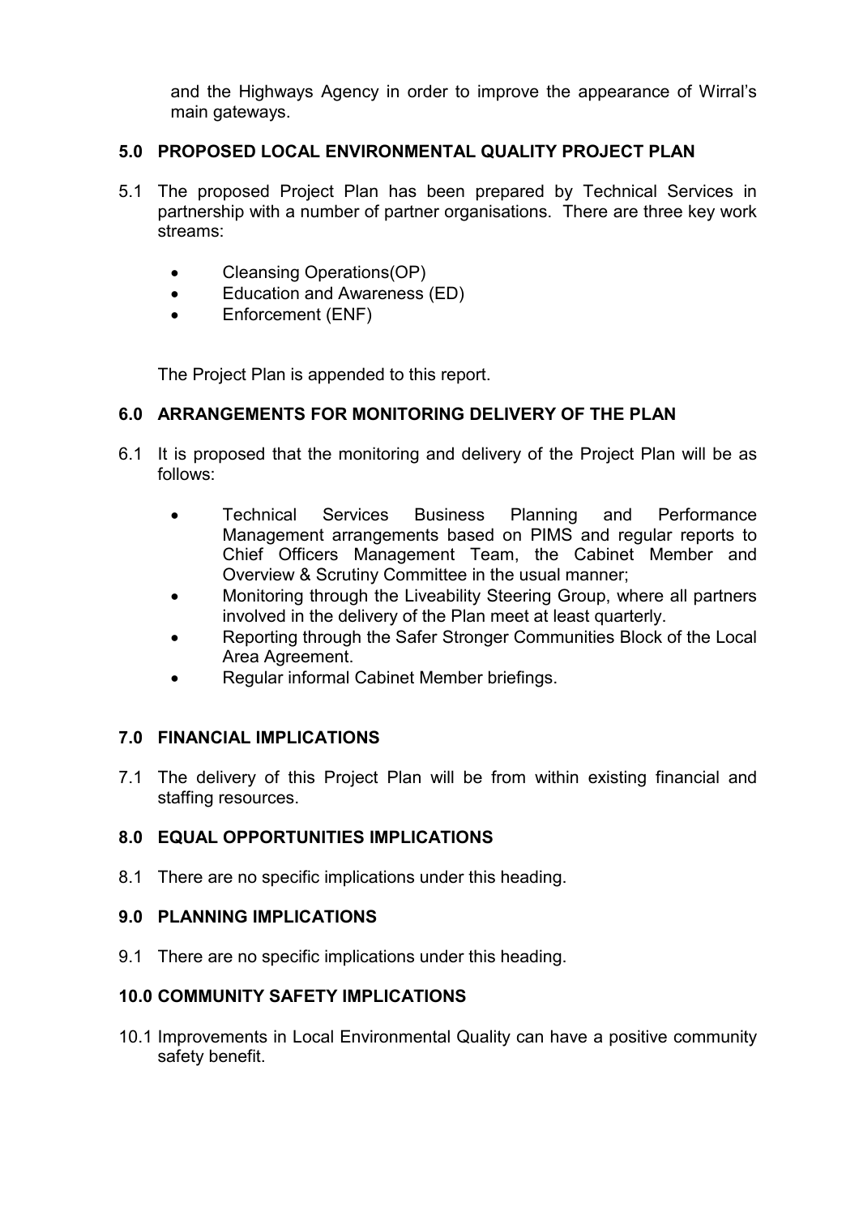and the Highways Agency in order to improve the appearance of Wirral's main gateways.

## 5.0 PROPOSED LOCAL ENVIRONMENTAL QUALITY PROJECT PLAN

5.1 The proposed Project Plan has been prepared by Technical Services in partnership with a number of partner organisations. There are three key work streams:

- Cleansing Operations(OP)
- Education and Awareness (ED)
- Enforcement (ENF)

The Project Plan is appended to this report.

## 6.0 ARRANGEMENTS FOR MONITORING DELIVERY OF THE PLAN

6.1 It is proposed that the monitoring and delivery of the Project Plan will be as follows:

- Technical Services Business Planning and Performance Management arrangements based on PIMS and regular reports to Chief Officers Management Team, the Cabinet Member and Overview & Scrutiny Committee in the usual manner;
- Monitoring through the Liveability Steering Group, where all partners involved in the delivery of the Plan meet at least quarterly.
- Reporting through the Safer Stronger Communities Block of the Local Area Agreement.
- Regular informal Cabinet Member briefings.

## 7.0 FINANCIAL IMPLICATIONS

7.1 The delivery of this Project Plan will be from within existing financial and staffing resources.

## 8.0 EQUAL OPPORTUNITIES IMPLICATIONS

8.1 There are no specific implications under this heading.

## 9.0 PLANNING IMPLICATIONS

9.1 There are no specific implications under this heading.

## 10.0 COMMUNITY SAFETY IMPLICATIONS

10.1 Improvements in Local Environmental Quality can have a positive community safety benefit.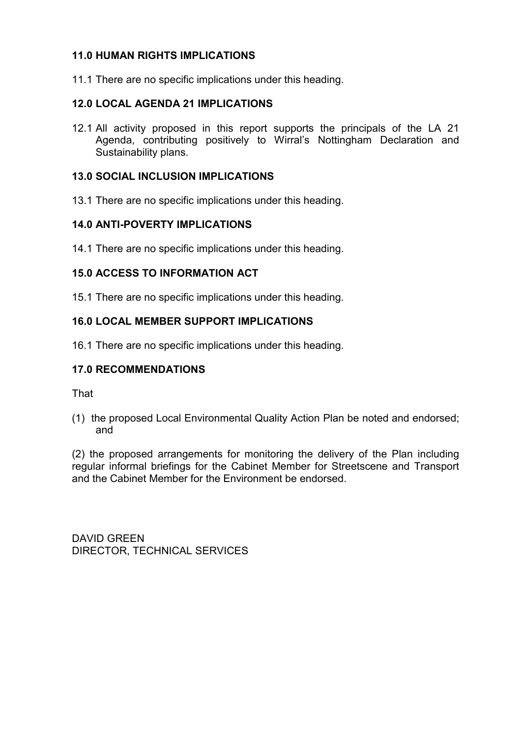## 11.0 HUMAN RIGHTS IMPLICATIONS

11.1 There are no specific implications under this heading.

## 12.0 LOCAL AGENDA 21 IMPLICATIONS

12.1 All activity proposed in this report supports the principals of the LA 21 Agenda, contributing positively to Wirral's Nottingham Declaration and Sustainability plans.

## 13.0 SOCIAL INCLUSION IMPLICATIONS

13.1 There are no specific implications under this heading.

## 14.0 ANTI-POVERTY IMPLICATIONS

14.1 There are no specific implications under this heading.

## 15.0 ACCESS TO INFORMATION ACT

15.1 There are no specific implications under this heading.

## 16.0 LOCAL MEMBER SUPPORT IMPLICATIONS

16.1 There are no specific implications under this heading.

## 17.0 RECOMMENDATIONS

That

(1) the proposed Local Environmental Quality Action Plan be noted and endorsed; and

(2) the proposed arrangements for monitoring the delivery of the Plan including regular informal briefings for the Cabinet Member for Streetscene and Transport and the Cabinet Member for the Environment be endorsed.

DAVID GREEN
DIRECTOR, TECHNICAL SERVICES